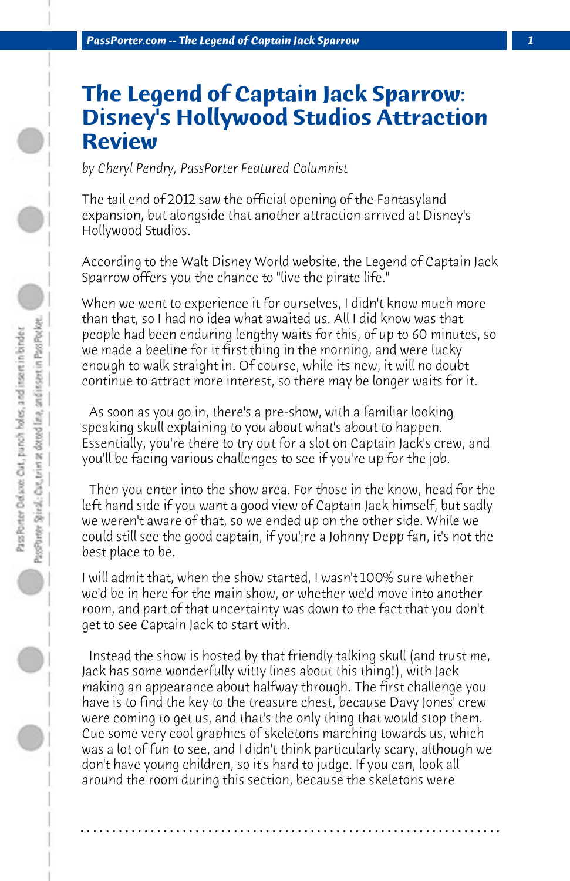# The Legend of Captain Jack Sparrow: Disney's Hollywood Studios Attraction Review

*by Cheryl Pendry, PassPorter Featured Columnist*

The tail end of 2012 saw the official opening of the Fantasyland expansion, but alongside that another attraction arrived at Disney's Hollywood Studios.

According to the Walt Disney World website, the Legend of Captain Jack Sparrow offers you the chance to "live the pirate life."

When we went to experience it for ourselves, I didn't know much more than that, so I had no idea what awaited us. All I did know was that people had been enduring lengthy waits for this, of up to 60 minutes, so we made a beeline for it first thing in the morning, and were lucky enough to walk straight in. Of course, while its new, it will no doubt continue to attract more interest, so there may be longer waits for it.

As soon as you go in, there's a pre-show, with a familiar looking speaking skull explaining to you about what's about to happen. Essentially, you're there to try out for a slot on Captain Jack's crew, and you'll be facing various challenges to see if you're up for the job.

Then you enter into the show area. For those in the know, head for the left hand side if you want a good view of Captain Jack himself, but sadly we weren't aware of that, so we ended up on the other side. While we could still see the good captain, if you';re a Johnny Depp fan, it's not the best place to be.

I will admit that, when the show started, I wasn't 100% sure whether we'd be in here for the main show, or whether we'd move into another room, and part of that uncertainty was down to the fact that you don't get to see Captain Jack to start with.

Instead the show is hosted by that friendly talking skull (and trust me, Jack has some wonderfully witty lines about this thing!), with Jack making an appearance about halfway through. The first challenge you have is to find the key to the treasure chest, because Davy Jones' crew were coming to get us, and that's the only thing that would stop them. Cue some very cool graphics of skeletons marching towards us, which was a lot of fun to see, and I didn't think particularly scary, although we don't have young children, so it's hard to judge. If you can, look all around the room during this section, because the skeletons were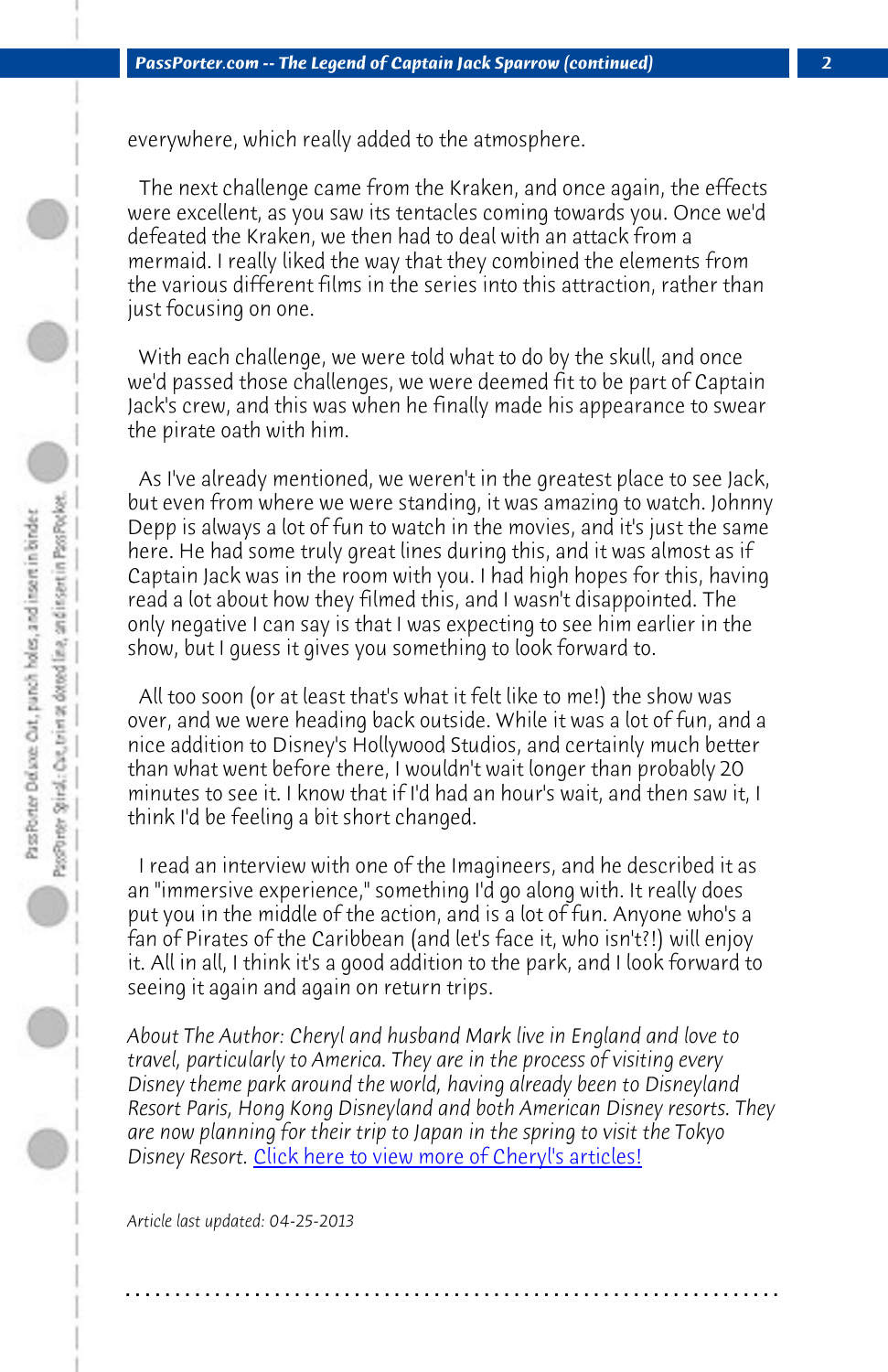everywhere, which really added to the atmosphere.

The next challenge came from the Kraken, and once again, the effects were excellent, as you saw its tentacles coming towards you. Once we'd defeated the Kraken, we then had to deal with an attack from a mermaid. I really liked the way that they combined the elements from the various different films in the series into this attraction, rather than just focusing on one.

With each challenge, we were told what to do by the skull, and once we'd passed those challenges, we were deemed fit to be part of Captain Jack's crew, and this was when he finally made his appearance to swear the pirate oath with him.

As I've already mentioned, we weren't in the greatest place to see Jack, but even from where we were standing, it was amazing to watch. Johnny Depp is always a lot of fun to watch in the movies, and it's just the same here. He had some truly great lines during this, and it was almost as if Captain Jack was in the room with you. I had high hopes for this, having read a lot about how they filmed this, and I wasn't disappointed. The only negative I can say is that I was expecting to see him earlier in the show, but I guess it gives you something to look forward to.

All too soon (or at least that's what it felt like to me!) the show was over, and we were heading back outside. While it was a lot of fun, and a nice addition to Disney's Hollywood Studios, and certainly much better than what went before there, I wouldn't wait longer than probably 20 minutes to see it. I know that if I'd had an hour's wait, and then saw it, I think I'd be feeling a bit short changed.

I read an interview with one of the Imagineers, and he described it as an "immersive experience," something I'd go along with. It really does put you in the middle of the action, and is a lot of fun. Anyone who's a fan of Pirates of the Caribbean (and let's face it, who isn't?!) will enjoy it. All in all, I think it's a good addition to the park, and I look forward to seeing it again and again on return trips.

*About The Author: Cheryl and husband Mark live in England and love to travel, particularly to America. They are in the process of visiting every Disney theme park around the world, having already been to Disneyland Resort Paris, Hong Kong Disneyland and both American Disney resorts. They are now planning for their trip to Japan in the spring to visit the Tokyo Disney Resort.* Click here to view more of Cheryl's articles!

*Article last updated: 04-25-2013*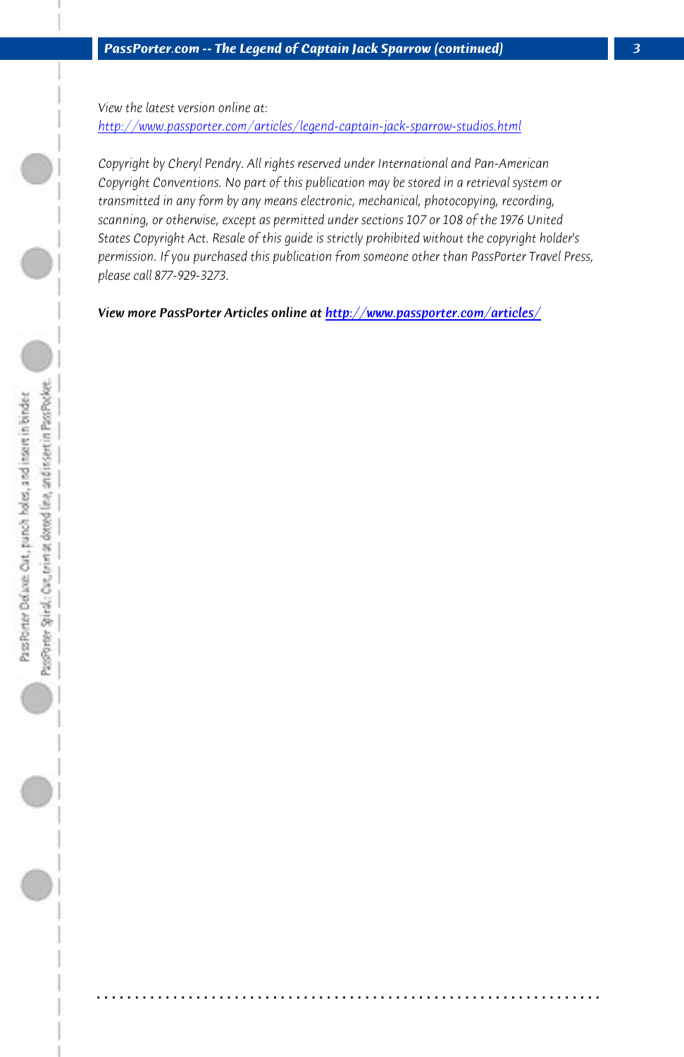*View the latest version online at:*
*http://www.passporter.com/articles/legend-captain-jack-sparrow-studios.html*

*Copyright by Cheryl Pendry. All rights reserved under International and Pan-American Copyright Conventions. No part of this publication may be stored in a retrieval system or transmitted in any form by any means electronic, mechanical, photocopying, recording, scanning, or otherwise, except as permitted under sections 107 or 108 of the 1976 United States Copyright Act. Resale of this guide is strictly prohibited without the copyright holder's permission. If you purchased this publication from someone other than PassPorter Travel Press, please call 877-929-3273.*

***View more PassPorter Articles online at http://www.passporter.com/articles/***